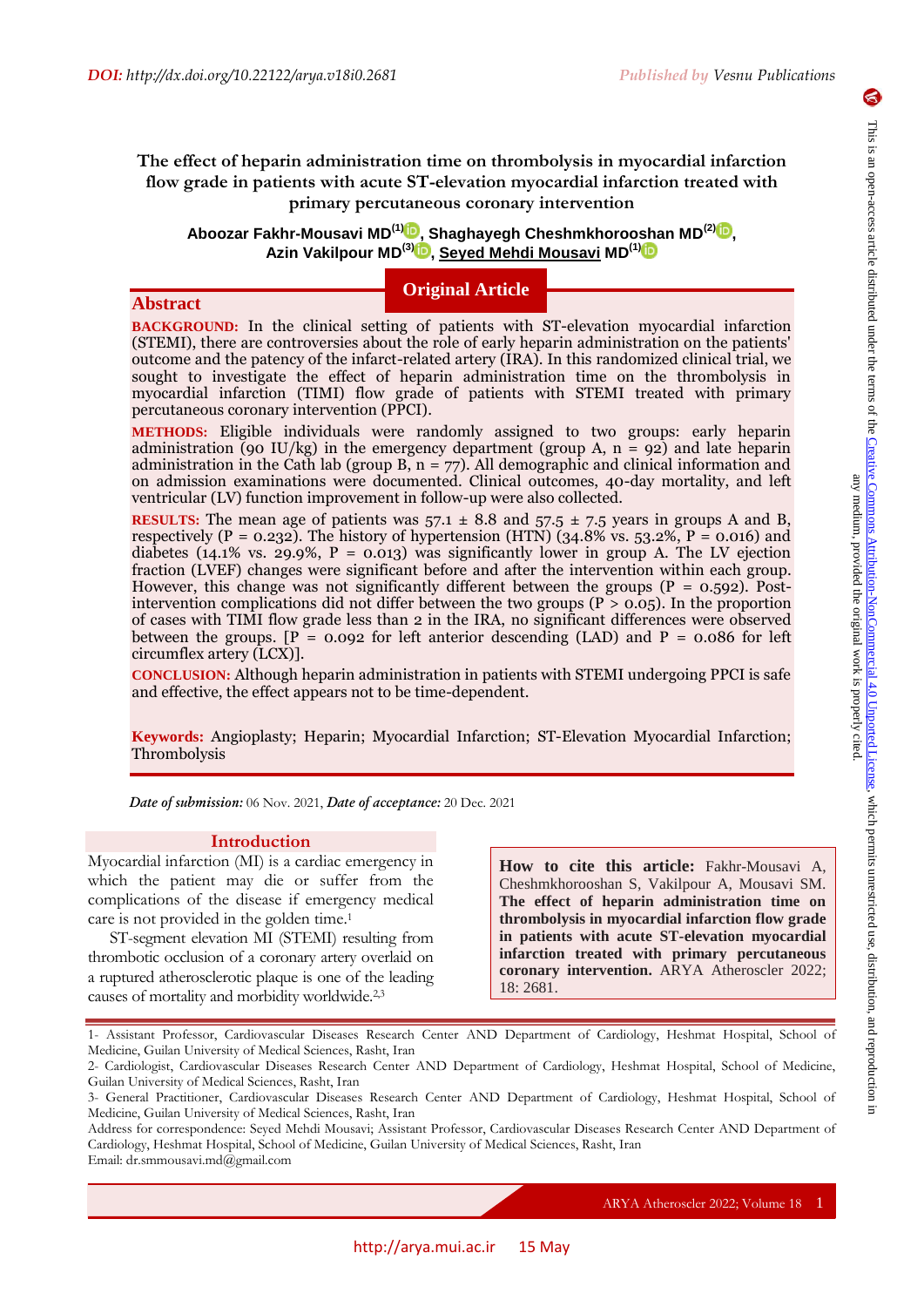DOI: http://dx.doi.org/10.22122/arya.v18i0.2681

Published by Vesnu Publications

# The effect of heparin administration time on thrombolysis in myocardial infarction flow grade in patients with acute ST-elevation myocardial infarction treated with primary percutaneous coronary intervention

**Aboozar Fakhr-Mousavi MD[1], Shaghayegh Cheshmkhorooshan MD[2], Azin Vakilpour MD[3], Seyed Mehdi Mousavi MD[1]**

**Original Article**

## Abstract

**BACKGROUND:** In the clinical setting of patients with ST-elevation myocardial infarction (STEMI), there are controversies about the role of early heparin administration on the patients' outcome and the patency of the infarct-related artery (IRA). In this randomized clinical trial, we sought to investigate the effect of heparin administration time on the thrombolysis in myocardial infarction (TIMI) flow grade of patients with STEMI treated with primary percutaneous coronary intervention (PPCI).

**METHODS:** Eligible individuals were randomly assigned to two groups: early heparin administration (90 IU/kg) in the emergency department (group A, n = 92) and late heparin administration in the Cath lab (group B, n = 77). All demographic and clinical information and on admission examinations were documented. Clinical outcomes, 40-day mortality, and left ventricular (LV) function improvement in follow-up were also collected.

**RESULTS:** The mean age of patients was 57.1 ± 8.8 and 57.5 ± 7.5 years in groups A and B, respectively (P = 0.232). The history of hypertension (HTN) (34.8% vs. 53.2%, P = 0.016) and diabetes (14.1% vs. 29.9%, P = 0.013) was significantly lower in group A. The LV ejection fraction (LVEF) changes were significant before and after the intervention within each group. However, this change was not significantly different between the groups (P = 0.592). Post-intervention complications did not differ between the two groups (P > 0.05). In the proportion of cases with TIMI flow grade less than 2 in the IRA, no significant differences were observed between the groups. [P = 0.092 for left anterior descending (LAD) and P = 0.086 for left circumflex artery (LCX)].

**CONCLUSION:** Although heparin administration in patients with STEMI undergoing PPCI is safe and effective, the effect appears not to be time-dependent.

**Keywords:** Angioplasty; Heparin; Myocardial Infarction; ST-Elevation Myocardial Infarction; Thrombolysis

*Date of submission:* 06 Nov. 2021, *Date of acceptance:* 20 Dec. 2021

## Introduction

Myocardial infarction (MI) is a cardiac emergency in which the patient may die or suffer from the complications of the disease if emergency medical care is not provided in the golden time.[1]

ST-segment elevation MI (STEMI) resulting from thrombotic occlusion of a coronary artery overlaid on a ruptured atherosclerotic plaque is one of the leading causes of mortality and morbidity worldwide.[2,3]

**How to cite this article:** Fakhr-Mousavi A, Cheshmkhorooshan S, Vakilpour A, Mousavi SM. **The effect of heparin administration time on thrombolysis in myocardial infarction flow grade in patients with acute ST-elevation myocardial infarction treated with primary percutaneous coronary intervention.** ARYA Atheroscler 2022; 18: 2681.

This is an open-access article distributed under the terms of the Creative Commons Attribution-NonCommercial 4.0 Unported License, which permits unrestricted use, distribution, and reproduction in any medium, provided the original work is properly cited.

1- Assistant Professor, Cardiovascular Diseases Research Center AND Department of Cardiology, Heshmat Hospital, School of Medicine, Guilan University of Medical Sciences, Rasht, Iran

2- Cardiologist, Cardiovascular Diseases Research Center AND Department of Cardiology, Heshmat Hospital, School of Medicine, Guilan University of Medical Sciences, Rasht, Iran

3- General Practitioner, Cardiovascular Diseases Research Center AND Department of Cardiology, Heshmat Hospital, School of Medicine, Guilan University of Medical Sciences, Rasht, Iran

Address for correspondence: Seyed Mehdi Mousavi; Assistant Professor, Cardiovascular Diseases Research Center AND Department of Cardiology, Heshmat Hospital, School of Medicine, Guilan University of Medical Sciences, Rasht, Iran

Email: dr.smmousavi.md@gmail.com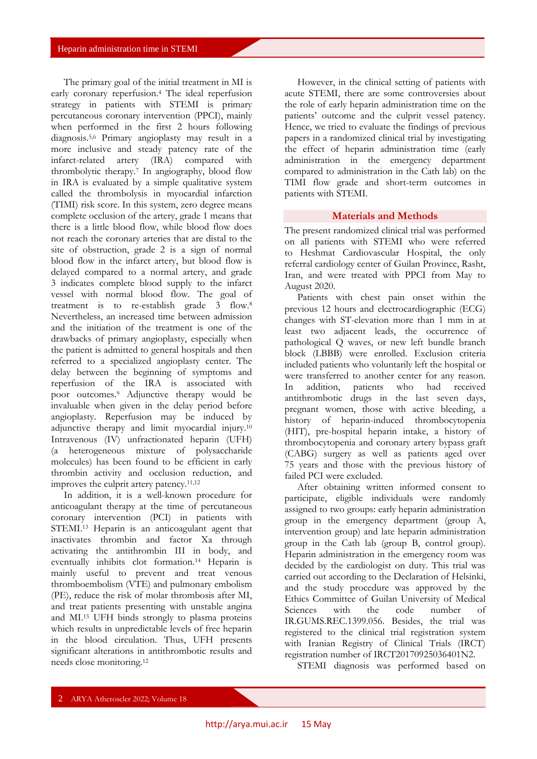The primary goal of the initial treatment in MI is early coronary reperfusion.[4] The ideal reperfusion strategy in patients with STEMI is primary percutaneous coronary intervention (PPCI), mainly when performed in the first 2 hours following diagnosis.[5,6] Primary angioplasty may result in a more inclusive and steady patency rate of the infarct-related artery (IRA) compared with thrombolytic therapy.[7] In angiography, blood flow in IRA is evaluated by a simple qualitative system called the thrombolysis in myocardial infarction (TIMI) risk score. In this system, zero degree means complete occlusion of the artery, grade 1 means that there is a little blood flow, while blood flow does not reach the coronary arteries that are distal to the site of obstruction, grade 2 is a sign of normal blood flow in the infarct artery, but blood flow is delayed compared to a normal artery, and grade 3 indicates complete blood supply to the infarct vessel with normal blood flow. The goal of treatment is to re-establish grade 3 flow.[8] Nevertheless, an increased time between admission and the initiation of the treatment is one of the drawbacks of primary angioplasty, especially when the patient is admitted to general hospitals and then referred to a specialized angioplasty center. The delay between the beginning of symptoms and reperfusion of the IRA is associated with poor outcomes.[9] Adjunctive therapy would be invaluable when given in the delay period before angioplasty. Reperfusion may be induced by adjunctive therapy and limit myocardial injury.[10] Intravenous (IV) unfractionated heparin (UFH) (a heterogeneous mixture of polysaccharide molecules) has been found to be efficient in early thrombin activity and occlusion reduction, and improves the culprit artery patency.[11,12]

In addition, it is a well-known procedure for anticoagulant therapy at the time of percutaneous coronary intervention (PCI) in patients with STEMI.[13] Heparin is an anticoagulant agent that inactivates thrombin and factor Xa through activating the antithrombin III in body, and eventually inhibits clot formation.[14] Heparin is mainly useful to prevent and treat venous thromboembolism (VTE) and pulmonary embolism (PE), reduce the risk of molar thrombosis after MI, and treat patients presenting with unstable angina and MI.[15] UFH binds strongly to plasma proteins which results in unpredictable levels of free heparin in the blood circulation. Thus, UFH presents significant alterations in antithrombotic results and needs close monitoring.[12]

However, in the clinical setting of patients with acute STEMI, there are some controversies about the role of early heparin administration time on the patients' outcome and the culprit vessel patency. Hence, we tried to evaluate the findings of previous papers in a randomized clinical trial by investigating the effect of heparin administration time (early administration in the emergency department compared to administration in the Cath lab) on the TIMI flow grade and short-term outcomes in patients with STEMI.

## Materials and Methods

The present randomized clinical trial was performed on all patients with STEMI who were referred to Heshmat Cardiovascular Hospital, the only referral cardiology center of Guilan Province, Rasht, Iran, and were treated with PPCI from May to August 2020.

Patients with chest pain onset within the previous 12 hours and electrocardiographic (ECG) changes with ST-elevation more than 1 mm in at least two adjacent leads, the occurrence of pathological Q waves, or new left bundle branch block (LBBB) were enrolled. Exclusion criteria included patients who voluntarily left the hospital or were transferred to another center for any reason. In addition, patients who had received antithrombotic drugs in the last seven days, pregnant women, those with active bleeding, a history of heparin-induced thrombocytopenia (HIT), pre-hospital heparin intake, a history of thrombocytopenia and coronary artery bypass graft (CABG) surgery as well as patients aged over 75 years and those with the previous history of failed PCI were excluded.

After obtaining written informed consent to participate, eligible individuals were randomly assigned to two groups: early heparin administration group in the emergency department (group A, intervention group) and late heparin administration group in the Cath lab (group B, control group). Heparin administration in the emergency room was decided by the cardiologist on duty. This trial was carried out according to the Declaration of Helsinki, and the study procedure was approved by the Ethics Committee of Guilan University of Medical Sciences with the code number of IR.GUMS.REC.1399.056. Besides, the trial was registered to the clinical trial registration system with Iranian Registry of Clinical Trials (IRCT) registration number of IRCT20170925036401N2.

STEMI diagnosis was performed based on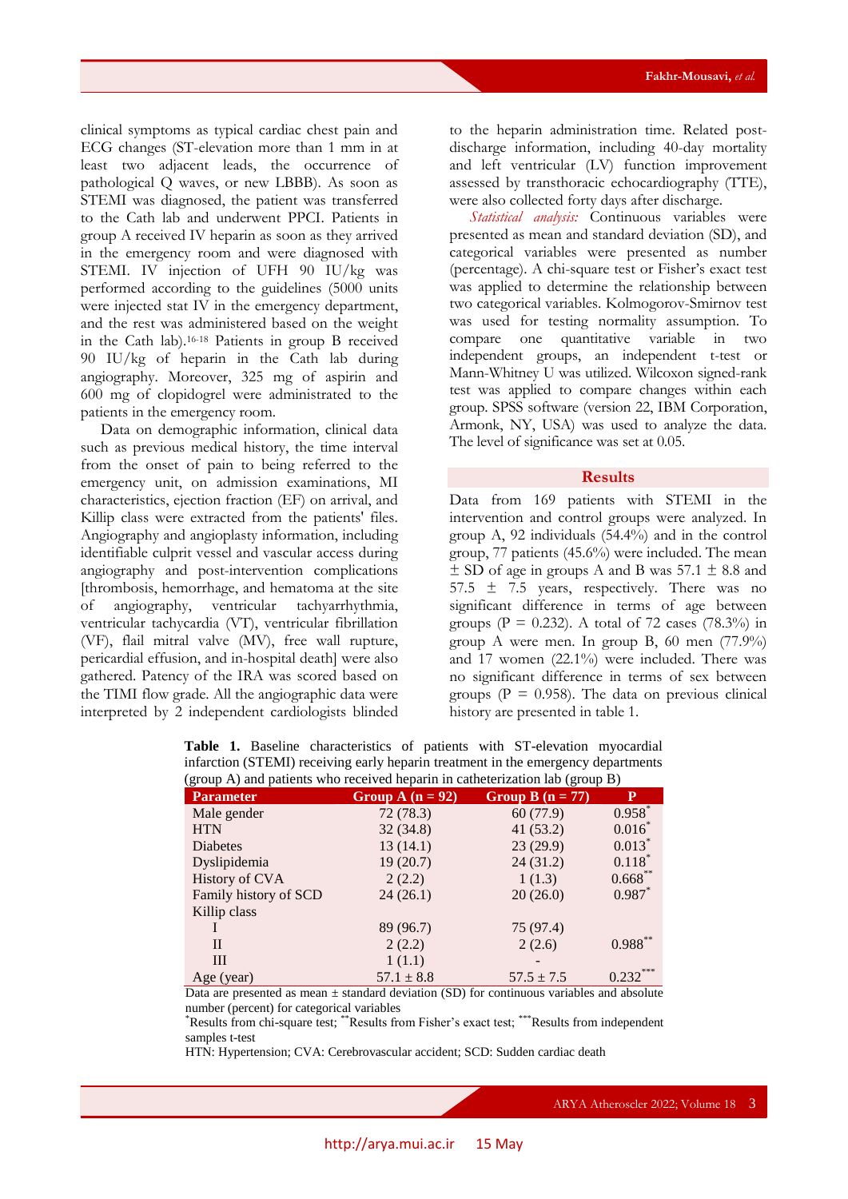clinical symptoms as typical cardiac chest pain and ECG changes (ST-elevation more than 1 mm in at least two adjacent leads, the occurrence of pathological Q waves, or new LBBB). As soon as STEMI was diagnosed, the patient was transferred to the Cath lab and underwent PPCI. Patients in group A received IV heparin as soon as they arrived in the emergency room and were diagnosed with STEMI. IV injection of UFH 90 IU/kg was performed according to the guidelines (5000 units were injected stat IV in the emergency department, and the rest was administered based on the weight in the Cath lab).[16-18] Patients in group B received 90 IU/kg of heparin in the Cath lab during angiography. Moreover, 325 mg of aspirin and 600 mg of clopidogrel were administrated to the patients in the emergency room.

Data on demographic information, clinical data such as previous medical history, the time interval from the onset of pain to being referred to the emergency unit, on admission examinations, MI characteristics, ejection fraction (EF) on arrival, and Killip class were extracted from the patients' files. Angiography and angioplasty information, including identifiable culprit vessel and vascular access during angiography and post-intervention complications [thrombosis, hemorrhage, and hematoma at the site of angiography, ventricular tachyarrhythmia, ventricular tachycardia (VT), ventricular fibrillation (VF), flail mitral valve (MV), free wall rupture, pericardial effusion, and in-hospital death] were also gathered. Patency of the IRA was scored based on the TIMI flow grade. All the angiographic data were interpreted by 2 independent cardiologists blinded to the heparin administration time. Related post-discharge information, including 40-day mortality and left ventricular (LV) function improvement assessed by transthoracic echocardiography (TTE), were also collected forty days after discharge.

*Statistical analysis:* Continuous variables were presented as mean and standard deviation (SD), and categorical variables were presented as number (percentage). A chi-square test or Fisher's exact test was applied to determine the relationship between two categorical variables. Kolmogorov-Smirnov test was used for testing normality assumption. To compare one quantitative variable in two independent groups, an independent t-test or Mann-Whitney U was utilized. Wilcoxon signed-rank test was applied to compare changes within each group. SPSS software (version 22, IBM Corporation, Armonk, NY, USA) was used to analyze the data. The level of significance was set at 0.05.

## Results

Data from 169 patients with STEMI in the intervention and control groups were analyzed. In group A, 92 individuals (54.4%) and in the control group, 77 patients (45.6%) were included. The mean ± SD of age in groups A and B was 57.1 ± 8.8 and 57.5 ± 7.5 years, respectively. There was no significant difference in terms of age between groups (P = 0.232). A total of 72 cases (78.3%) in group A were men. In group B, 60 men (77.9%) and 17 women (22.1%) were included. There was no significant difference in terms of sex between groups (P = 0.958). The data on previous clinical history are presented in table 1.

**Table 1.** Baseline characteristics of patients with ST-elevation myocardial infarction (STEMI) receiving early heparin treatment in the emergency departments (group A) and patients who received heparin in catheterization lab (group B)

| Parameter | Group A (n = 92) | Group B (n = 77) | P |
|---|---|---|---|
| Male gender | 72 (78.3) | 60 (77.9) | 0.958* |
| HTN | 32 (34.8) | 41 (53.2) | 0.016* |
| Diabetes | 13 (14.1) | 23 (29.9) | 0.013* |
| Dyslipidemia | 19 (20.7) | 24 (31.2) | 0.118* |
| History of CVA | 2 (2.2) | 1 (1.3) | 0.668** |
| Family history of SCD | 24 (26.1) | 20 (26.0) | 0.987* |
| Killip class | | | |
| I | 89 (96.7) | 75 (97.4) | |
| II | 2 (2.2) | 2 (2.6) | 0.988** |
| III | 1 (1.1) | - | |
| Age (year) | 57.1 ± 8.8 | 57.5 ± 7.5 | 0.232*** |

Data are presented as mean ± standard deviation (SD) for continuous variables and absolute number (percent) for categorical variables

*Results from chi-square test; **Results from Fisher's exact test; ***Results from independent samples t-test

HTN: Hypertension; CVA: Cerebrovascular accident; SCD: Sudden cardiac death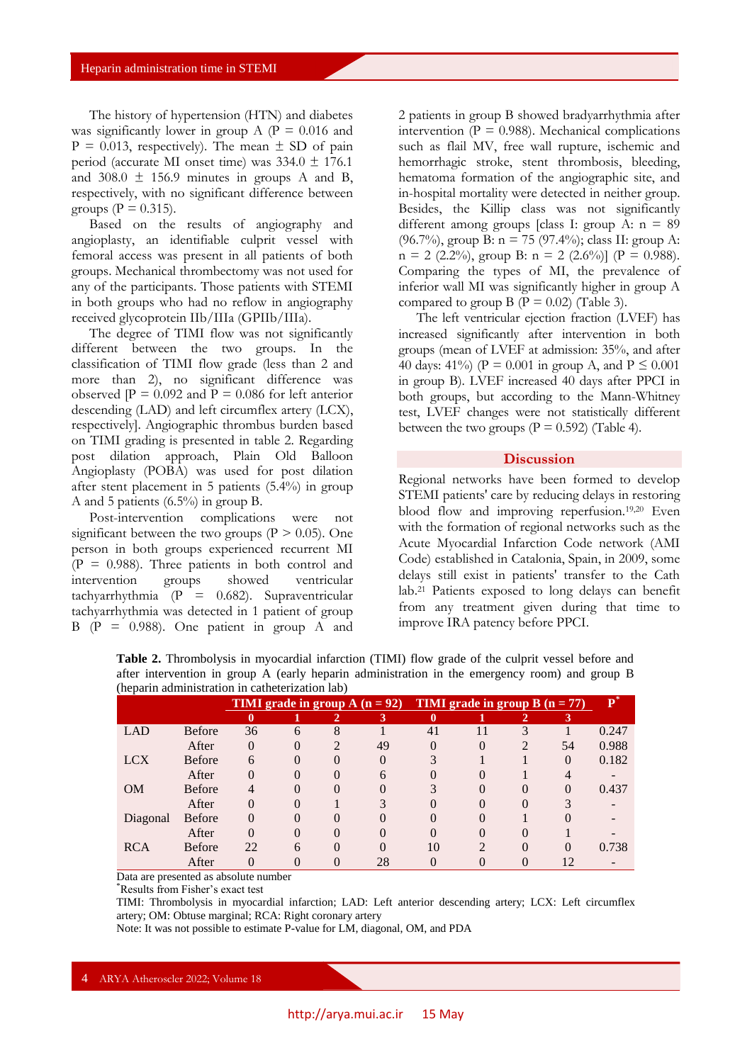The history of hypertension (HTN) and diabetes was significantly lower in group A (P = 0.016 and P = 0.013, respectively). The mean ± SD of pain period (accurate MI onset time) was 334.0 ± 176.1 and 308.0 ± 156.9 minutes in groups A and B, respectively, with no significant difference between groups (P = 0.315).

Based on the results of angiography and angioplasty, an identifiable culprit vessel with femoral access was present in all patients of both groups. Mechanical thrombectomy was not used for any of the participants. Those patients with STEMI in both groups who had no reflow in angiography received glycoprotein IIb/IIIa (GPIIb/IIIa).

The degree of TIMI flow was not significantly different between the two groups. In the classification of TIMI flow grade (less than 2 and more than 2), no significant difference was observed [P = 0.092 and P = 0.086 for left anterior descending (LAD) and left circumflex artery (LCX), respectively]. Angiographic thrombus burden based on TIMI grading is presented in table 2. Regarding post dilation approach, Plain Old Balloon Angioplasty (POBA) was used for post dilation after stent placement in 5 patients (5.4%) in group A and 5 patients (6.5%) in group B.

Post-intervention complications were not significant between the two groups (P > 0.05). One person in both groups experienced recurrent MI (P = 0.988). Three patients in both control and intervention groups showed ventricular tachyarrhythmia (P = 0.682). Supraventricular tachyarrhythmia was detected in 1 patient of group B (P = 0.988). One patient in group A and 2 patients in group B showed bradyarrhythmia after intervention (P = 0.988). Mechanical complications such as flail MV, free wall rupture, ischemic and hemorrhagic stroke, stent thrombosis, bleeding, hematoma formation of the angiographic site, and in-hospital mortality were detected in neither group. Besides, the Killip class was not significantly different among groups [class I: group A: n = 89 (96.7%), group B: n = 75 (97.4%); class II: group A: n = 2 (2.2%), group B: n = 2 (2.6%)] (P = 0.988). Comparing the types of MI, the prevalence of inferior wall MI was significantly higher in group A compared to group B (P = 0.02) (Table 3).

The left ventricular ejection fraction (LVEF) has increased significantly after intervention in both groups (mean of LVEF at admission: 35%, and after 40 days: 41%) (P = 0.001 in group A, and P ≤ 0.001 in group B). LVEF increased 40 days after PPCI in both groups, but according to the Mann-Whitney test, LVEF changes were not statistically different between the two groups (P = 0.592) (Table 4).

## Discussion

Regional networks have been formed to develop STEMI patients' care by reducing delays in restoring blood flow and improving reperfusion.[19,20] Even with the formation of regional networks such as the Acute Myocardial Infarction Code network (AMI Code) established in Catalonia, Spain, in 2009, some delays still exist in patients' transfer to the Cath lab.[21] Patients exposed to long delays can benefit from any treatment given during that time to improve IRA patency before PPCI.

**Table 2.** Thrombolysis in myocardial infarction (TIMI) flow grade of the culprit vessel before and after intervention in group A (early heparin administration in the emergency room) and group B (heparin administration in catheterization lab)

| | | TIMI grade in group A (n = 92) | | | | TIMI grade in group B (n = 77) | | | | P* |
|---|---|---|---|---|---|---|---|---|---|---|
| | | 0 | 1 | 2 | 3 | 0 | 1 | 2 | 3 | |
| LAD | Before | 36 | 6 | 8 | 1 | 41 | 11 | 3 | 1 | 0.247 |
| | After | 0 | 0 | 2 | 49 | 0 | 0 | 2 | 54 | 0.988 |
| LCX | Before | 6 | 0 | 0 | 0 | 3 | 1 | 1 | 0 | 0.182 |
| | After | 0 | 0 | 0 | 6 | 0 | 0 | 1 | 4 | - |
| OM | Before | 4 | 0 | 0 | 0 | 3 | 0 | 0 | 0 | 0.437 |
| | After | 0 | 0 | 1 | 3 | 0 | 0 | 0 | 3 | - |
| Diagonal | Before | 0 | 0 | 0 | 0 | 0 | 0 | 1 | 0 | - |
| | After | 0 | 0 | 0 | 0 | 0 | 0 | 0 | 1 | - |
| RCA | Before | 22 | 6 | 0 | 0 | 10 | 2 | 0 | 0 | 0.738 |
| | After | 0 | 0 | 0 | 28 | 0 | 0 | 0 | 12 | - |

Data are presented as absolute number

*Results from Fisher's exact test

TIMI: Thrombolysis in myocardial infarction; LAD: Left anterior descending artery; LCX: Left circumflex artery; OM: Obtuse marginal; RCA: Right coronary artery

Note: It was not possible to estimate P-value for LM, diagonal, OM, and PDA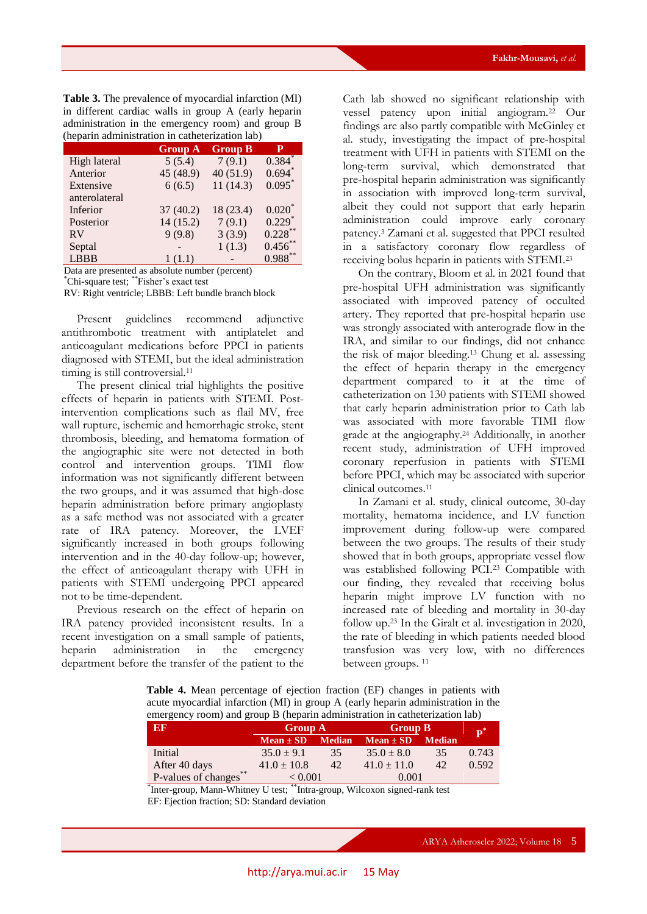**Table 3.** The prevalence of myocardial infarction (MI) in different cardiac walls in group A (early heparin administration in the emergency room) and group B (heparin administration in catheterization lab)

| | Group A | Group B | P |
|---|---|---|---|
| High lateral | 5 (5.4) | 7 (9.1) | 0.384* |
| Anterior | 45 (48.9) | 40 (51.9) | 0.694* |
| Extensive anterolateral | 6 (6.5) | 11 (14.3) | 0.095* |
| Inferior | 37 (40.2) | 18 (23.4) | 0.020* |
| Posterior | 14 (15.2) | 7 (9.1) | 0.229* |
| RV | 9 (9.8) | 3 (3.9) | 0.228** |
| Septal | - | 1 (1.3) | 0.456** |
| LBBB | 1 (1.1) | - | 0.988** |

Data are presented as absolute number (percent)
*Chi-square test; **Fisher's exact test
RV: Right ventricle; LBBB: Left bundle branch block

Present guidelines recommend adjunctive antithrombotic treatment with antiplatelet and anticoagulant medications before PPCI in patients diagnosed with STEMI, but the ideal administration timing is still controversial.[11]

The present clinical trial highlights the positive effects of heparin in patients with STEMI. Post-intervention complications such as flail MV, free wall rupture, ischemic and hemorrhagic stroke, stent thrombosis, bleeding, and hematoma formation of the angiographic site were not detected in both control and intervention groups. TIMI flow information was not significantly different between the two groups, and it was assumed that high-dose heparin administration before primary angioplasty as a safe method was not associated with a greater rate of IRA patency. Moreover, the LVEF significantly increased in both groups following intervention and in the 40-day follow-up; however, the effect of anticoagulant therapy with UFH in patients with STEMI undergoing PPCI appeared not to be time-dependent.

Previous research on the effect of heparin on IRA patency provided inconsistent results. In a recent investigation on a small sample of patients, heparin administration in the emergency department before the transfer of the patient to the Cath lab showed no significant relationship with vessel patency upon initial angiogram.[22] Our findings are also partly compatible with McGinley et al. study, investigating the impact of pre-hospital treatment with UFH in patients with STEMI on the long-term survival, which demonstrated that pre-hospital heparin administration was significantly in association with improved long-term survival, albeit they could not support that early heparin administration could improve early coronary patency.[3] Zamani et al. suggested that PPCI resulted in a satisfactory coronary flow regardless of receiving bolus heparin in patients with STEMI.[23]

On the contrary, Bloom et al. in 2021 found that pre-hospital UFH administration was significantly associated with improved patency of occulted artery. They reported that pre-hospital heparin use was strongly associated with anterograde flow in the IRA, and similar to our findings, did not enhance the risk of major bleeding.[13] Chung et al. assessing the effect of heparin therapy in the emergency department compared to it at the time of catheterization on 130 patients with STEMI showed that early heparin administration prior to Cath lab was associated with more favorable TIMI flow grade at the angiography.[24] Additionally, in another recent study, administration of UFH improved coronary reperfusion in patients with STEMI before PPCI, which may be associated with superior clinical outcomes.[11]

In Zamani et al. study, clinical outcome, 30-day mortality, hematoma incidence, and LV function improvement during follow-up were compared between the two groups. The results of their study showed that in both groups, appropriate vessel flow was established following PCI.[23] Compatible with our finding, they revealed that receiving bolus heparin might improve LV function with no increased rate of bleeding and mortality in 30-day follow up.[23] In the Giralt et al. investigation in 2020, the rate of bleeding in which patients needed blood transfusion was very low, with no differences between groups.[11]

**Table 4.** Mean percentage of ejection fraction (EF) changes in patients with acute myocardial infarction (MI) in group A (early heparin administration in the emergency room) and group B (heparin administration in catheterization lab)

| EF | Group A | | Group B | | P* |
|---|---|---|---|---|---|
| | Mean ± SD | Median | Mean ± SD | Median | |
| Initial | 35.0 ± 9.1 | 35 | 35.0 ± 8.0 | 35 | 0.743 |
| After 40 days | 41.0 ± 10.8 | 42 | 41.0 ± 11.0 | 42 | 0.592 |
| P-values of changes** | < 0.001 | | 0.001 | | |

*Inter-group, Mann-Whitney U test; **Intra-group, Wilcoxon signed-rank test
EF: Ejection fraction; SD: Standard deviation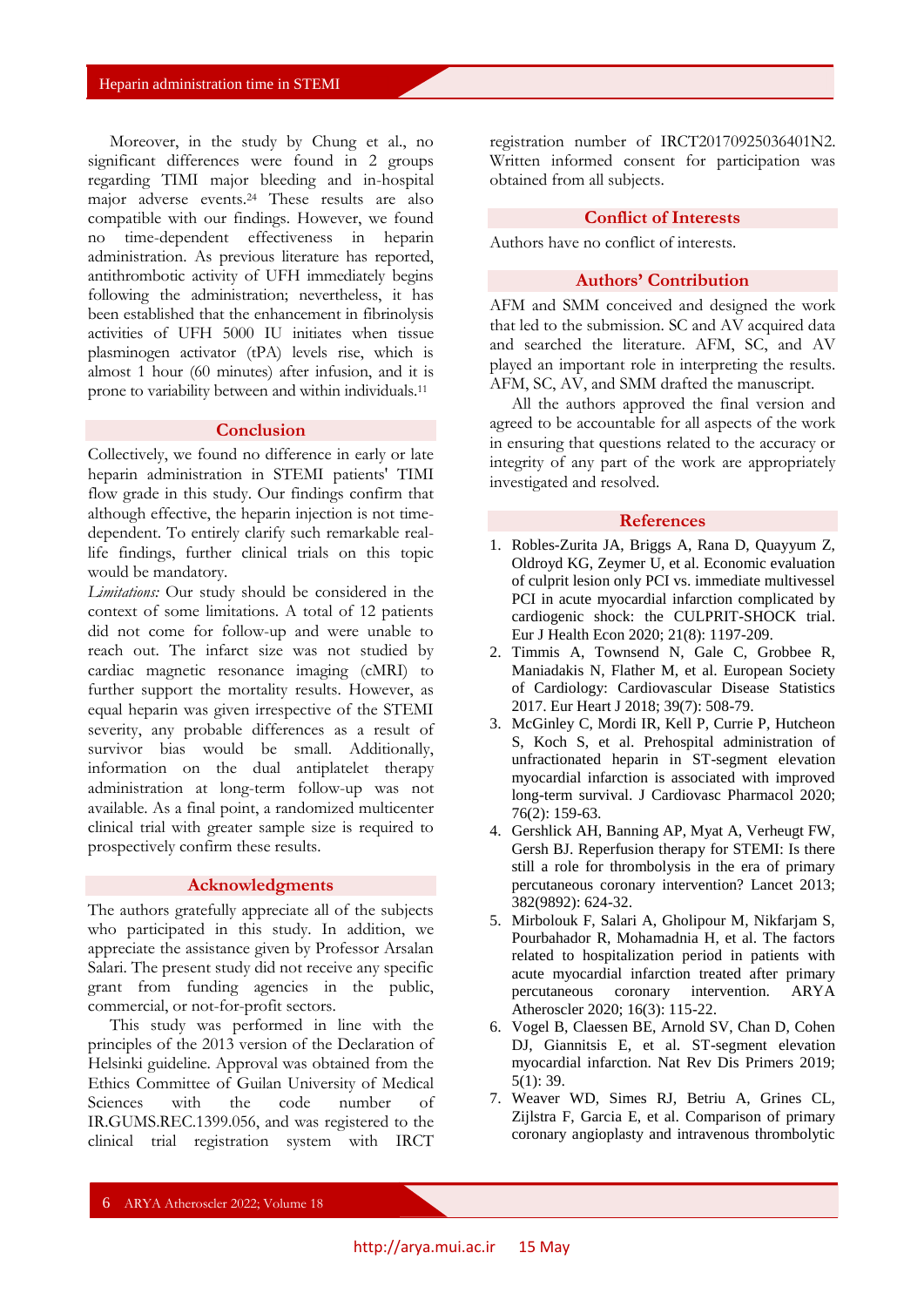Moreover, in the study by Chung et al., no significant differences were found in 2 groups regarding TIMI major bleeding and in-hospital major adverse events.[24] These results are also compatible with our findings. However, we found no time-dependent effectiveness in heparin administration. As previous literature has reported, antithrombotic activity of UFH immediately begins following the administration; nevertheless, it has been established that the enhancement in fibrinolysis activities of UFH 5000 IU initiates when tissue plasminogen activator (tPA) levels rise, which is almost 1 hour (60 minutes) after infusion, and it is prone to variability between and within individuals.[11]

## Conclusion

Collectively, we found no difference in early or late heparin administration in STEMI patients' TIMI flow grade in this study. Our findings confirm that although effective, the heparin injection is not time-dependent. To entirely clarify such remarkable real-life findings, further clinical trials on this topic would be mandatory.

*Limitations:* Our study should be considered in the context of some limitations. A total of 12 patients did not come for follow-up and were unable to reach out. The infarct size was not studied by cardiac magnetic resonance imaging (cMRI) to further support the mortality results. However, as equal heparin was given irrespective of the STEMI severity, any probable differences as a result of survivor bias would be small. Additionally, information on the dual antiplatelet therapy administration at long-term follow-up was not available. As a final point, a randomized multicenter clinical trial with greater sample size is required to prospectively confirm these results.

## Acknowledgments

The authors gratefully appreciate all of the subjects who participated in this study. In addition, we appreciate the assistance given by Professor Arsalan Salari. The present study did not receive any specific grant from funding agencies in the public, commercial, or not-for-profit sectors.

This study was performed in line with the principles of the 2013 version of the Declaration of Helsinki guideline. Approval was obtained from the Ethics Committee of Guilan University of Medical Sciences with the code number of IR.GUMS.REC.1399.056, and was registered to the clinical trial registration system with IRCT registration number of IRCT20170925036401N2. Written informed consent for participation was obtained from all subjects.

## Conflict of Interests

Authors have no conflict of interests.

## Authors' Contribution

AFM and SMM conceived and designed the work that led to the submission. SC and AV acquired data and searched the literature. AFM, SC, and AV played an important role in interpreting the results. AFM, SC, AV, and SMM drafted the manuscript.

All the authors approved the final version and agreed to be accountable for all aspects of the work in ensuring that questions related to the accuracy or integrity of any part of the work are appropriately investigated and resolved.

## References

1. Robles-Zurita JA, Briggs A, Rana D, Quayyum Z, Oldroyd KG, Zeymer U, et al. Economic evaluation of culprit lesion only PCI vs. immediate multivessel PCI in acute myocardial infarction complicated by cardiogenic shock: the CULPRIT-SHOCK trial. Eur J Health Econ 2020; 21(8): 1197-209.
2. Timmis A, Townsend N, Gale C, Grobbee R, Maniadakis N, Flather M, et al. European Society of Cardiology: Cardiovascular Disease Statistics 2017. Eur Heart J 2018; 39(7): 508-79.
3. McGinley C, Mordi IR, Kell P, Currie P, Hutcheon S, Koch S, et al. Prehospital administration of unfractionated heparin in ST-segment elevation myocardial infarction is associated with improved long-term survival. J Cardiovasc Pharmacol 2020; 76(2): 159-63.
4. Gershlick AH, Banning AP, Myat A, Verheugt FW, Gersh BJ. Reperfusion therapy for STEMI: Is there still a role for thrombolysis in the era of primary percutaneous coronary intervention? Lancet 2013; 382(9892): 624-32.
5. Mirbolouk F, Salari A, Gholipour M, Nikfarjam S, Pourbahador R, Mohamadnia H, et al. The factors related to hospitalization period in patients with acute myocardial infarction treated after primary percutaneous coronary intervention. ARYA Atheroscler 2020; 16(3): 115-22.
6. Vogel B, Claessen BE, Arnold SV, Chan D, Cohen DJ, Giannitsis E, et al. ST-segment elevation myocardial infarction. Nat Rev Dis Primers 2019; 5(1): 39.
7. Weaver WD, Simes RJ, Betriu A, Grines CL, Zijlstra F, Garcia E, et al. Comparison of primary coronary angioplasty and intravenous thrombolytic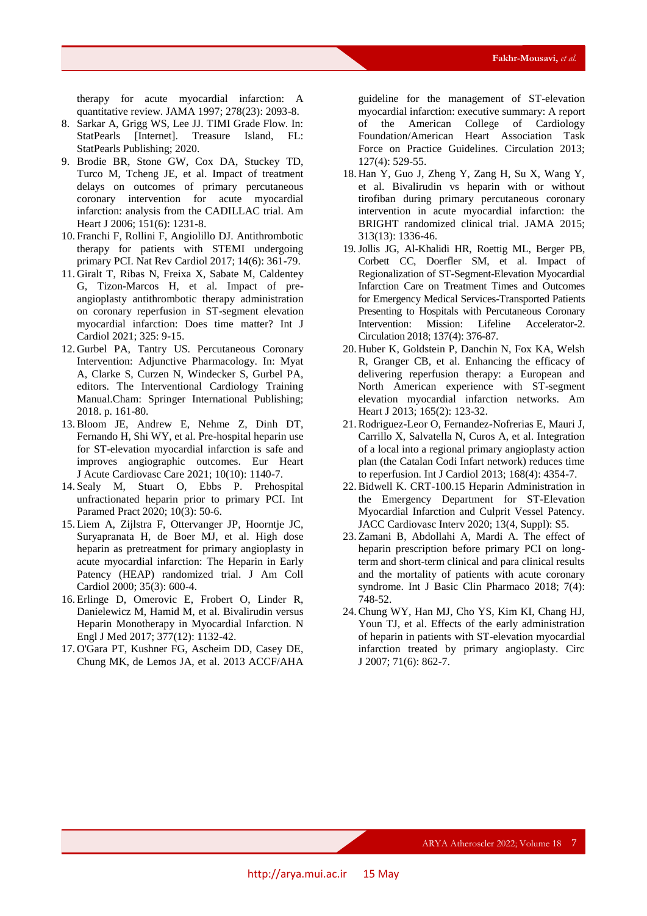therapy for acute myocardial infarction: A quantitative review. JAMA 1997; 278(23): 2093-8.

8. Sarkar A, Grigg WS, Lee JJ. TIMI Grade Flow. In: StatPearls [Internet]. Treasure Island, FL: StatPearls Publishing; 2020.
9. Brodie BR, Stone GW, Cox DA, Stuckey TD, Turco M, Tcheng JE, et al. Impact of treatment delays on outcomes of primary percutaneous coronary intervention for acute myocardial infarction: analysis from the CADILLAC trial. Am Heart J 2006; 151(6): 1231-8.
10. Franchi F, Rollini F, Angiolillo DJ. Antithrombotic therapy for patients with STEMI undergoing primary PCI. Nat Rev Cardiol 2017; 14(6): 361-79.
11. Giralt T, Ribas N, Freixa X, Sabate M, Caldentey G, Tizon-Marcos H, et al. Impact of pre-angioplasty antithrombotic therapy administration on coronary reperfusion in ST-segment elevation myocardial infarction: Does time matter? Int J Cardiol 2021; 325: 9-15.
12. Gurbel PA, Tantry US. Percutaneous Coronary Intervention: Adjunctive Pharmacology. In: Myat A, Clarke S, Curzen N, Windecker S, Gurbel PA, editors. The Interventional Cardiology Training Manual.Cham: Springer International Publishing; 2018. p. 161-80.
13. Bloom JE, Andrew E, Nehme Z, Dinh DT, Fernando H, Shi WY, et al. Pre-hospital heparin use for ST-elevation myocardial infarction is safe and improves angiographic outcomes. Eur Heart J Acute Cardiovasc Care 2021; 10(10): 1140-7.
14. Sealy M, Stuart O, Ebbs P. Prehospital unfractionated heparin prior to primary PCI. Int Paramed Pract 2020; 10(3): 50-6.
15. Liem A, Zijlstra F, Ottervanger JP, Hoorntje JC, Suryapranata H, de Boer MJ, et al. High dose heparin as pretreatment for primary angioplasty in acute myocardial infarction: The Heparin in Early Patency (HEAP) randomized trial. J Am Coll Cardiol 2000; 35(3): 600-4.
16. Erlinge D, Omerovic E, Frobert O, Linder R, Danielewicz M, Hamid M, et al. Bivalirudin versus Heparin Monotherapy in Myocardial Infarction. N Engl J Med 2017; 377(12): 1132-42.
17. O'Gara PT, Kushner FG, Ascheim DD, Casey DE, Chung MK, de Lemos JA, et al. 2013 ACCF/AHA guideline for the management of ST-elevation myocardial infarction: executive summary: A report of the American College of Cardiology Foundation/American Heart Association Task Force on Practice Guidelines. Circulation 2013; 127(4): 529-55.
18. Han Y, Guo J, Zheng Y, Zang H, Su X, Wang Y, et al. Bivalirudin vs heparin with or without tirofiban during primary percutaneous coronary intervention in acute myocardial infarction: the BRIGHT randomized clinical trial. JAMA 2015; 313(13): 1336-46.
19. Jollis JG, Al-Khalidi HR, Roettig ML, Berger PB, Corbett CC, Doerfler SM, et al. Impact of Regionalization of ST-Segment-Elevation Myocardial Infarction Care on Treatment Times and Outcomes for Emergency Medical Services-Transported Patients Presenting to Hospitals with Percutaneous Coronary Intervention: Mission: Lifeline Accelerator-2. Circulation 2018; 137(4): 376-87.
20. Huber K, Goldstein P, Danchin N, Fox KA, Welsh R, Granger CB, et al. Enhancing the efficacy of delivering reperfusion therapy: a European and North American experience with ST-segment elevation myocardial infarction networks. Am Heart J 2013; 165(2): 123-32.
21. Rodriguez-Leor O, Fernandez-Nofrerias E, Mauri J, Carrillo X, Salvatella N, Curos A, et al. Integration of a local into a regional primary angioplasty action plan (the Catalan Codi Infart network) reduces time to reperfusion. Int J Cardiol 2013; 168(4): 4354-7.
22. Bidwell K. CRT-100.15 Heparin Administration in the Emergency Department for ST-Elevation Myocardial Infarction and Culprit Vessel Patency. JACC Cardiovasc Interv 2020; 13(4, Suppl): S5.
23. Zamani B, Abdollahi A, Mardi A. The effect of heparin prescription before primary PCI on long-term and short-term clinical and para clinical results and the mortality of patients with acute coronary syndrome. Int J Basic Clin Pharmaco 2018; 7(4): 748-52.
24. Chung WY, Han MJ, Cho YS, Kim KI, Chang HJ, Youn TJ, et al. Effects of the early administration of heparin in patients with ST-elevation myocardial infarction treated by primary angioplasty. Circ J 2007; 71(6): 862-7.